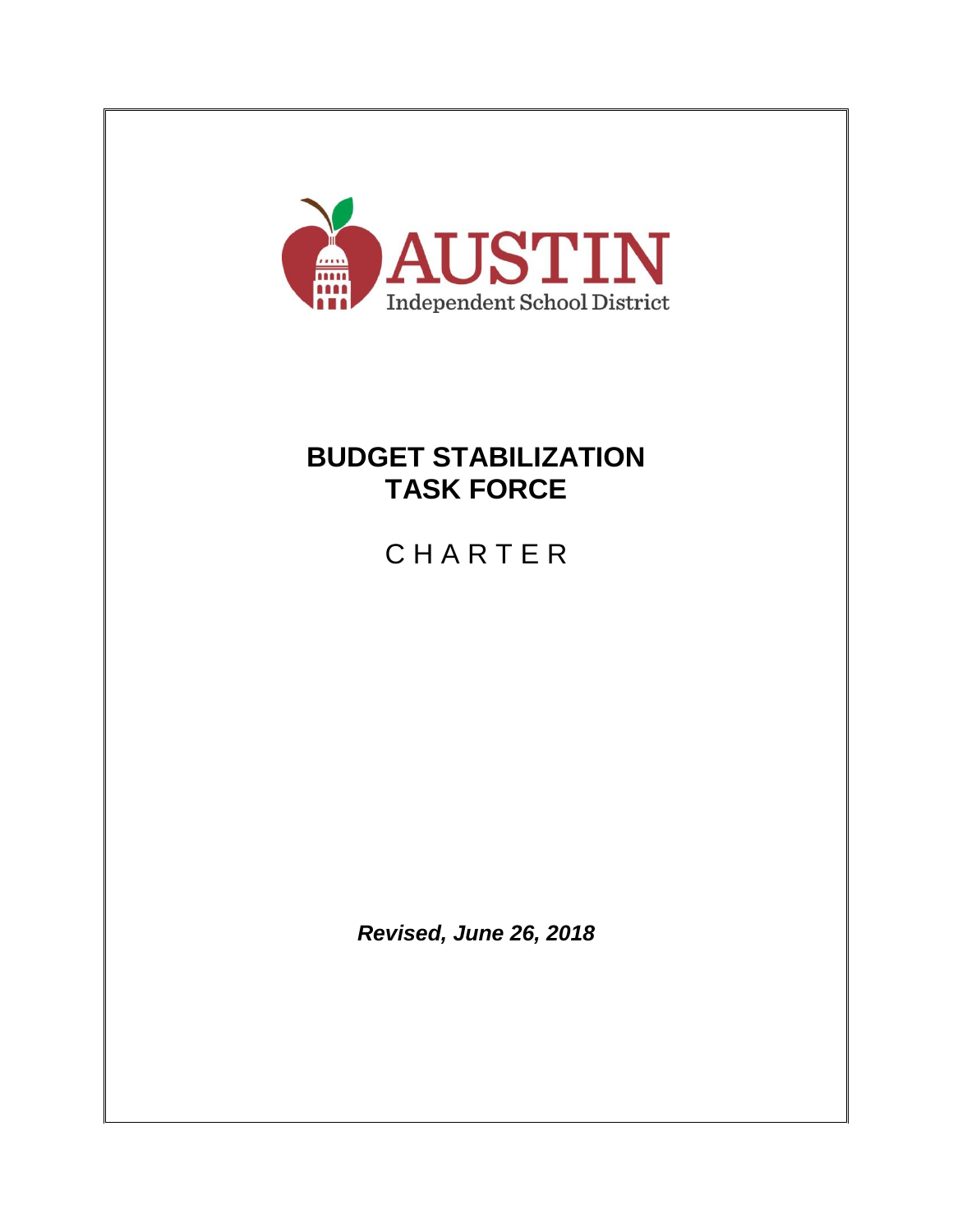AUSTIN

Independent School District

# BUDGET STABILIZATION TASK FORCE

## CHARTER

***Revised, June 26, 2018***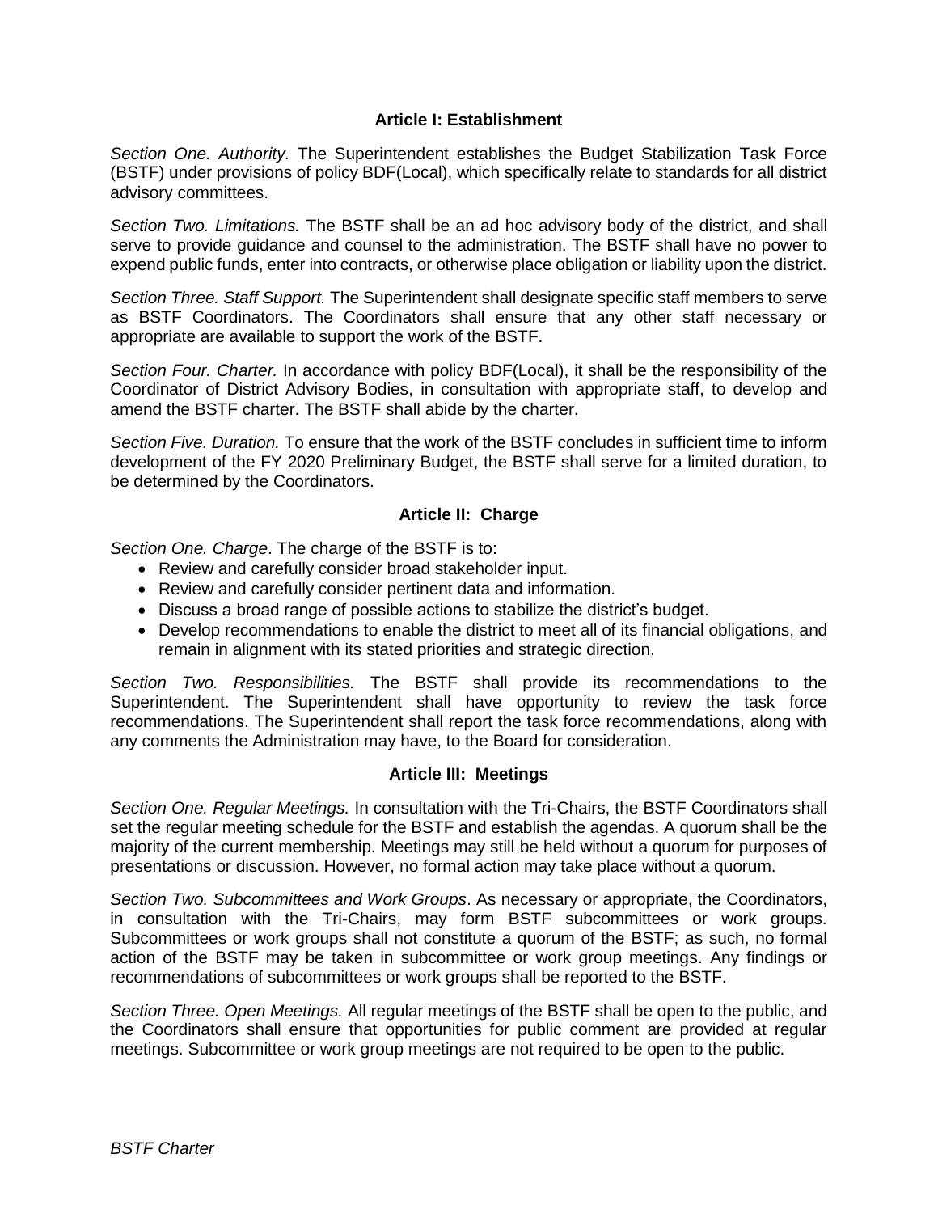## Article I: Establishment

*Section One. Authority.* The Superintendent establishes the Budget Stabilization Task Force (BSTF) under provisions of policy BDF(Local), which specifically relate to standards for all district advisory committees.

*Section Two. Limitations.* The BSTF shall be an ad hoc advisory body of the district, and shall serve to provide guidance and counsel to the administration. The BSTF shall have no power to expend public funds, enter into contracts, or otherwise place obligation or liability upon the district.

*Section Three. Staff Support.* The Superintendent shall designate specific staff members to serve as BSTF Coordinators. The Coordinators shall ensure that any other staff necessary or appropriate are available to support the work of the BSTF.

*Section Four. Charter.* In accordance with policy BDF(Local), it shall be the responsibility of the Coordinator of District Advisory Bodies, in consultation with appropriate staff, to develop and amend the BSTF charter. The BSTF shall abide by the charter.

*Section Five. Duration.* To ensure that the work of the BSTF concludes in sufficient time to inform development of the FY 2020 Preliminary Budget, the BSTF shall serve for a limited duration, to be determined by the Coordinators.

## Article II: Charge

*Section One. Charge*. The charge of the BSTF is to:

- Review and carefully consider broad stakeholder input.
- Review and carefully consider pertinent data and information.
- Discuss a broad range of possible actions to stabilize the district's budget.
- Develop recommendations to enable the district to meet all of its financial obligations, and remain in alignment with its stated priorities and strategic direction.

*Section Two. Responsibilities.* The BSTF shall provide its recommendations to the Superintendent. The Superintendent shall have opportunity to review the task force recommendations. The Superintendent shall report the task force recommendations, along with any comments the Administration may have, to the Board for consideration.

## Article III: Meetings

*Section One. Regular Meetings.* In consultation with the Tri-Chairs, the BSTF Coordinators shall set the regular meeting schedule for the BSTF and establish the agendas. A quorum shall be the majority of the current membership. Meetings may still be held without a quorum for purposes of presentations or discussion. However, no formal action may take place without a quorum.

*Section Two. Subcommittees and Work Groups*. As necessary or appropriate, the Coordinators, in consultation with the Tri-Chairs, may form BSTF subcommittees or work groups. Subcommittees or work groups shall not constitute a quorum of the BSTF; as such, no formal action of the BSTF may be taken in subcommittee or work group meetings. Any findings or recommendations of subcommittees or work groups shall be reported to the BSTF.

*Section Three. Open Meetings.* All regular meetings of the BSTF shall be open to the public, and the Coordinators shall ensure that opportunities for public comment are provided at regular meetings. Subcommittee or work group meetings are not required to be open to the public.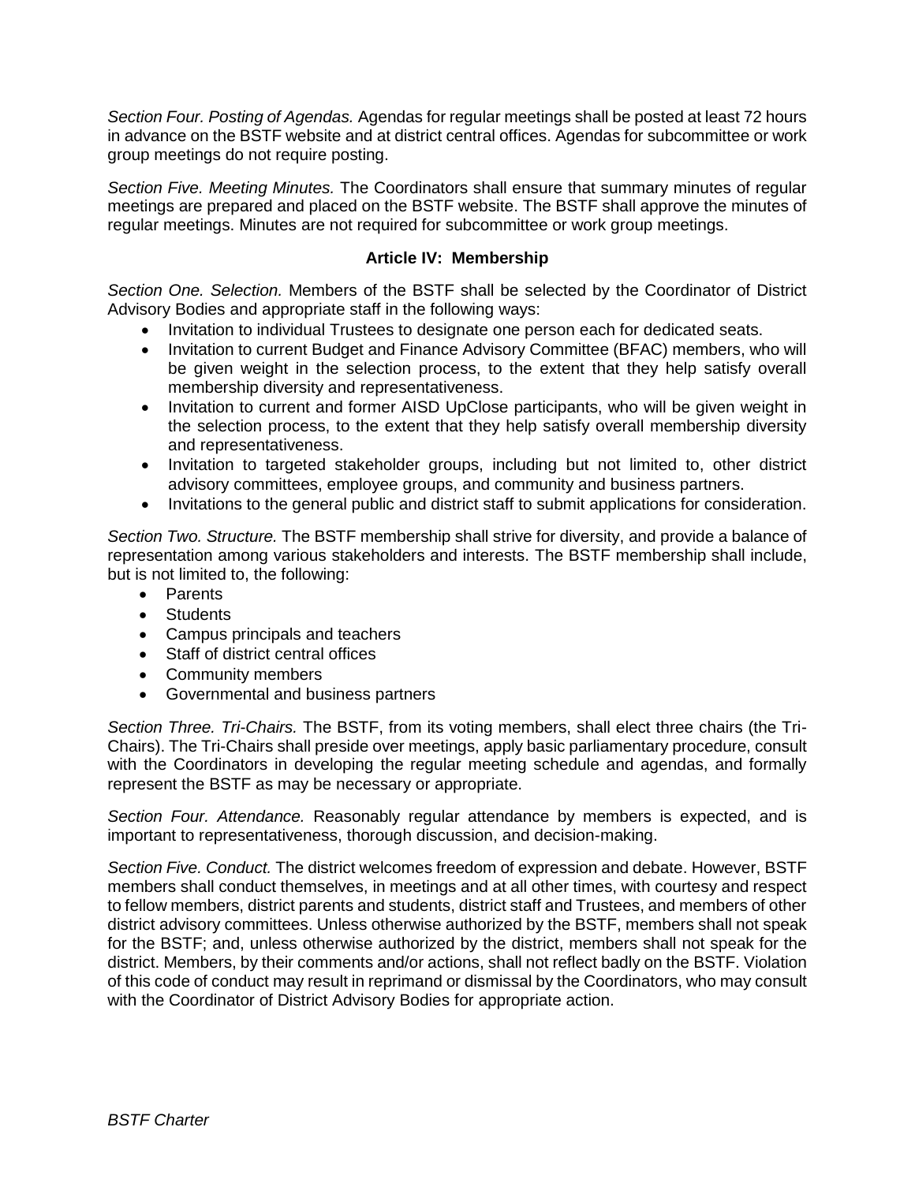*Section Four. Posting of Agendas.* Agendas for regular meetings shall be posted at least 72 hours in advance on the BSTF website and at district central offices. Agendas for subcommittee or work group meetings do not require posting.

*Section Five. Meeting Minutes.* The Coordinators shall ensure that summary minutes of regular meetings are prepared and placed on the BSTF website. The BSTF shall approve the minutes of regular meetings. Minutes are not required for subcommittee or work group meetings.

## Article IV: Membership

*Section One. Selection.* Members of the BSTF shall be selected by the Coordinator of District Advisory Bodies and appropriate staff in the following ways:

- Invitation to individual Trustees to designate one person each for dedicated seats.
- Invitation to current Budget and Finance Advisory Committee (BFAC) members, who will be given weight in the selection process, to the extent that they help satisfy overall membership diversity and representativeness.
- Invitation to current and former AISD UpClose participants, who will be given weight in the selection process, to the extent that they help satisfy overall membership diversity and representativeness.
- Invitation to targeted stakeholder groups, including but not limited to, other district advisory committees, employee groups, and community and business partners.
- Invitations to the general public and district staff to submit applications for consideration.

*Section Two. Structure.* The BSTF membership shall strive for diversity, and provide a balance of representation among various stakeholders and interests. The BSTF membership shall include, but is not limited to, the following:

- Parents
- Students
- Campus principals and teachers
- Staff of district central offices
- Community members
- Governmental and business partners

*Section Three. Tri-Chairs.* The BSTF, from its voting members, shall elect three chairs (the Tri-Chairs). The Tri-Chairs shall preside over meetings, apply basic parliamentary procedure, consult with the Coordinators in developing the regular meeting schedule and agendas, and formally represent the BSTF as may be necessary or appropriate.

*Section Four. Attendance.* Reasonably regular attendance by members is expected, and is important to representativeness, thorough discussion, and decision-making.

*Section Five. Conduct.* The district welcomes freedom of expression and debate. However, BSTF members shall conduct themselves, in meetings and at all other times, with courtesy and respect to fellow members, district parents and students, district staff and Trustees, and members of other district advisory committees. Unless otherwise authorized by the BSTF, members shall not speak for the BSTF; and, unless otherwise authorized by the district, members shall not speak for the district. Members, by their comments and/or actions, shall not reflect badly on the BSTF. Violation of this code of conduct may result in reprimand or dismissal by the Coordinators, who may consult with the Coordinator of District Advisory Bodies for appropriate action.